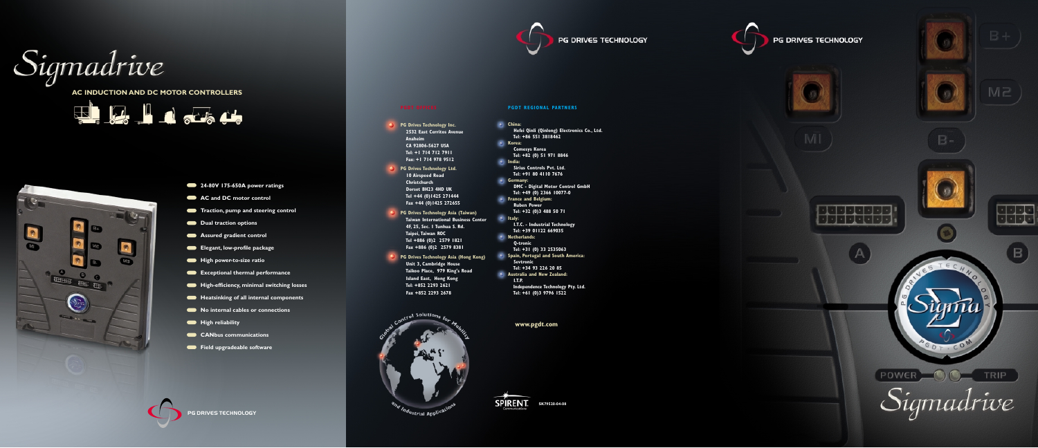# Sigmadrive

## AC INDUCTION AND DC MOTOR CONTROLLERS

- 24-80V 175-650A power ratings
- AC and DC motor control
- Traction, pump and steering control
- Dual traction options
- Assured gradient control
- Elegant, low-profile package
- High power-to-size ratio
- Exceptional thermal performance
- High-efficiency, minimal switching losses
- Heatsinking of all internal components
- No internal cables or connections
- High reliability
- CANbus communications
- Field upgradeable software

PG DRIVES TECHNOLOGY

PG DRIVES TECHNOLOGY

**PGDT SITES**

**PG Drives Technology Inc.**
2532 East Cerritos Avenue
Anaheim
CA 92806-5627 USA
Tel: +1 714 712 7911
Fax: +1 714 978 9512

**PG Drives Technology Ltd.**
10 Airspeed Road
Christchurch
Dorset BH23 4HD UK
Tel +44 (0)1425 271444
Fax +44 (0)1425 272655

**PG Drives Technology Asia (Taiwan)**
Taiwan International Business Center
4F, 25, Sec. 1 Tunhua S. Rd.
Taipei, Taiwan ROC
Tel +886 (0)2 2579 1821
Fax +886 (0)2 2579 8381

**PG Drives Technology Asia (Hong Kong)**
Unit 3, Cambridge House
Taikoo Place, 979 King's Road
Island East, Hong Kong
Tel: +852 2293 2621
Fax +852 2293 2678

**PGDT REGIONAL PARTNERS**

**China:**
Hefei Qinli (Qinlong) Electronics Co., Ltd.
Tel: +86 551 3818462

**Korea:**
Comesys Korea
Tel: +82 (0) 51 971 8846

**India:**
Sirius Controls Pvt. Ltd.
Tel: +91 80 4110 7676

**Germany:**
DMC - Digital Motor Control GmbH
Tel: +49 (0) 2366 10077-0

**France and Belgium:**
Ruben Power
Tel: +32 (0)3 488 50 71

**Italy:**
I.T.C. - Industrial Technology
Tel: +39 01122 669035

**Netherlands:**
Q-tronic
Tel: +31 (0) 33 2535063

**Spain, Portugal and South America:**
Sevtronic
Tel: +34 93 226 20 85

**Australia and New Zealand:**
I.T.P.
Independence Technology Pty. Ltd.
Tel: +61 (0)3 9796 1522

Global Control Solutions for Mobility and Industrial Applications

www.pgdt.com

SPIRENT Communications SK79520-04-08

PG DRIVES TECHNOLOGY

Sigmadrive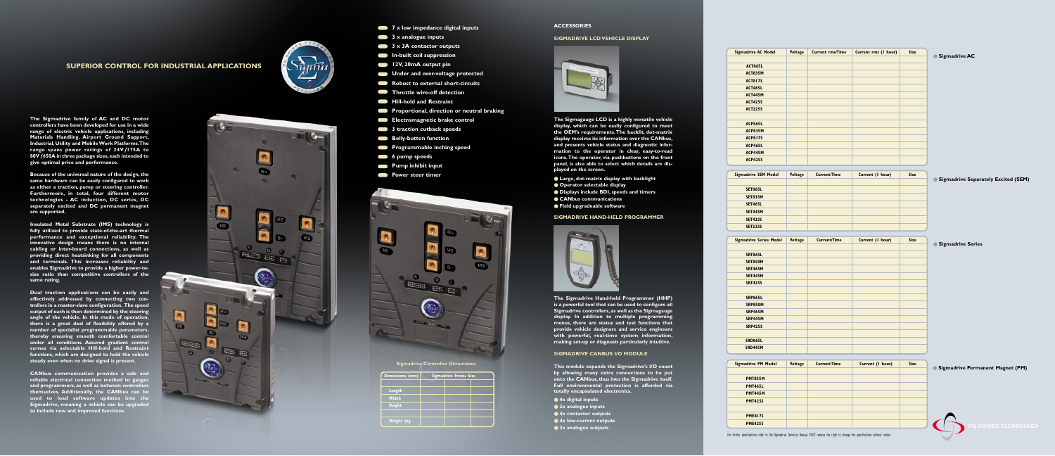## SUPERIOR CONTROL FOR INDUSTRIAL APPLICATIONS

**The Sigmadrive family of AC and DC motor controllers have been developed for use in a wide range of electric vehicle applications, including Materials Handling, Airport Ground Support, Industrial, Utility and Mobile Work Platforms. The range spans power ratings of 24V/175A to 80V/650A in three package sizes, each intended to give optimal price and performance.**

**Because of the universal nature of the design, the same hardware can be easily configured to work as either a traction, pump or steering controller. Furthermore, in total, four different motor technologies - AC induction, DC series, DC separately excited and DC permanent magnet are supported.**

**Insulated Metal Substrate (IMS) technology is fully utilized to provide state-of-the-art thermal performance and exceptional reliability. The innovative design means there is no internal cabling or inter-board connections, as well as providing direct heatsinking for all components and terminals. This increases reliability and enables Sigmadrive to provide a higher power-to-size ratio than competitive controllers of the same rating.**

**Dual traction applications can be easily and effectively addressed by connecting two controllers in a master-slave configuration. The speed output of each is then determined by the steering angle of the vehicle. In this mode of operation, there is a great deal of flexibility offered by a number of specialist programmable parameters, thereby ensuring smooth comfortable control under all conditions. Assured gradient control comes via selectable Hill-hold and Restraint functions, which are designed to hold the vehicle steady even when no drive signal is present.**

**CANbus communication provides a safe and reliable electrical connection method to gauges and programmers, as well as between controllers themselves. Additionally, the CANbus can be used to load software updates into the Sigmadrive, meaning a vehicle can be upgraded to include new and improved functions.**

- **7 x low impedance digital inputs**
- **3 x analogue inputs**
- **3 x 3A contactor outputs**
- **In-built coil suppression**
- **12V, 20mA output pin**
- **Under and over-voltage protected**
- **Robust to external short-circuits**
- **Throttle wire-off detection**
- **Hill-hold and Restraint**
- **Proportional, direction or neutral braking**
- **Electromagnetic brake control**
- **3 traction cutback speeds**
- **Belly-button function**
- **Programmable inching speed**
- **6 pump speeds**
- **Pump inhibit input**
- **Power steer timer**

**Sigmadrive Controller Dimensions**

| Dimensions (mm) | Sigmadrive Frame Size | | |
|---|---|---|---|
| | | | |
| Length | | | |
| Width | | | |
| Height | | | |
| | | | |
| Weight (kg | | | |

### ACCESSORIES

#### SIGMADRIVE LCD VEHICLE DISPLAY

**The Sigmagauge LCD is a highly versatile vehicle display, which can be easily configured to meet the OEM's requirements. The backlit, dot-matrix display receives its information over the CANbus, and presents vehicle status and diagnostic information to the operator in clear, easy-to-read icons. The operator, via pushbuttons on the front panel, is also able to select which details are displayed on the screen.**

- **Large, dot-matrix display with backlight**
- **Operator selectable display**
- **Displays include BDI, speeds and timers**
- **CANbus communications**
- **Field upgradeable software**

#### SIGMADRIVE HAND-HELD PROGRAMMER

**The Sigmadrive Hand-held Programmer (HHP) is a powerful tool that can be used to configure all Sigmadrive controllers, as well as the Sigmagauge display. In addition to multiple programming menus, there are status and test functions that provide vehicle designers and service engineers with powerful, real-time system information, making set-up or diagnosis particularly intuitive.**

#### SIGMADRIVE CANBUS I/O MODULE

**This module expands the Sigmadrive's I/O count by allowing many extra connections to be put onto the CANbus, thus into the Sigmadrive itself. Full environmental protection is afforded via totally encapsulated electronics.**

- **4x digital inputs**
- **2x analogue inputs**
- **4x contactor outputs**
- **4x low-current outputs**
- **3x analogue outputs**

**Sigmadrive AC**

| Sigmadrive AC Model | Voltage | Current rms/Time | Current rms (1 hour) | Size |
|---|---|---|---|---|
| | | | | |
| ACT865L | | | | |
| ACT835M | | | | |
| ACT817S | | | | |
| ACT465L | | | | |
| ACT445M | | | | |
| ACT425S | | | | |
| ACT225S | | | | |
| | | | | |
| ACP865L | | | | |
| ACP835M | | | | |
| ACP817S | | | | |
| ACP465L | | | | |
| ACP445M | | | | |
| ACP425S | | | | |

**Sigmadrive Separately Excited (SEM)**

| Sigmadrive SEM Model | Voltage | Current/Time | Current (1 hour) | Size |
|---|---|---|---|---|
| | | | | |
| SET865L | | | | |
| SET835M | | | | |
| SET465L | | | | |
| SET445M | | | | |
| SET425S | | | | |
| SET225S | | | | |

**Sigmadrive Series**

| Sigmadrive Series Model | Voltage | Current/Time | Current (1 hour) | Size |
|---|---|---|---|---|
| | | | | |
| SRT865L | | | | |
| SRT850M | | | | |
| SRT465M | | | | |
| SRT445M | | | | |
| SRT425S | | | | |
| | | | | |
| SRP865L | | | | |
| SRP850M | | | | |
| SRP465M | | | | |
| SRP445M | | | | |
| SRP425S | | | | |
| | | | | |
| SRD865L | | | | |
| SRD445M | | | | |

**Sigmadrive Permanent Magnet (PM)**

| Sigmadrive PM Model | Voltage | Current/Time | Current (1 hour) | Size |
|---|---|---|---|---|
| | | | | |
| PMT835M | | | | |
| PMT465L | | | | |
| PMT445M | | | | |
| PMT425S | | | | |
| | | | | |
| PME817S | | | | |
| PME425S | | | | |

For further specifications, refer to the Sigmadrive Technical Manual. PGDT reserve the right to change the specifications without notice.

PG DRIVES TECHNOLOGY